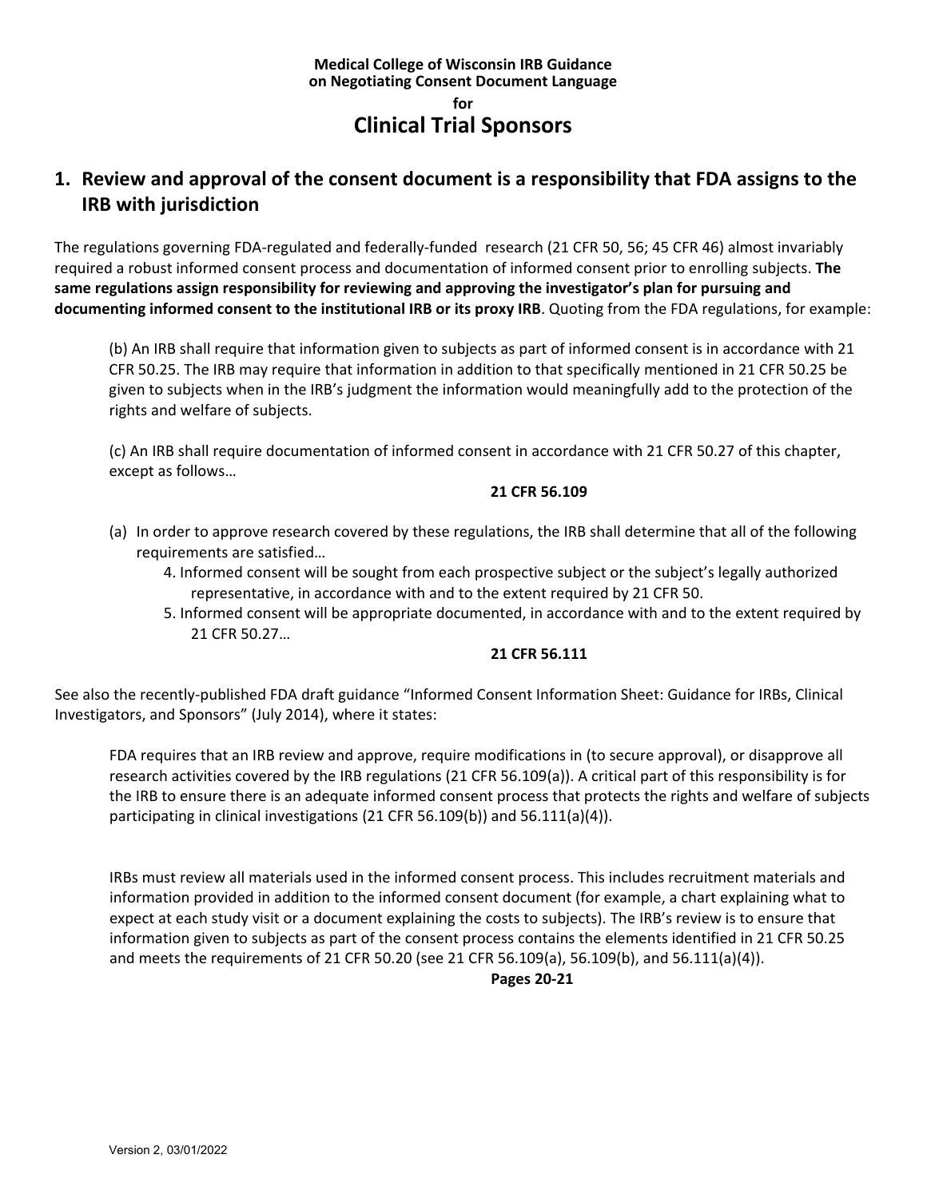**Medical College of Wisconsin IRB Guidance**
**on Negotiating Consent Document Language**
**for**

# Clinical Trial Sponsors

## 1. Review and approval of the consent document is a responsibility that FDA assigns to the IRB with jurisdiction

The regulations governing FDA-regulated and federally-funded research (21 CFR 50, 56; 45 CFR 46) almost invariably required a robust informed consent process and documentation of informed consent prior to enrolling subjects. **The same regulations assign responsibility for reviewing and approving the investigator's plan for pursuing and documenting informed consent to the institutional IRB or its proxy IRB**. Quoting from the FDA regulations, for example:

> (b) An IRB shall require that information given to subjects as part of informed consent is in accordance with 21 CFR 50.25. The IRB may require that information in addition to that specifically mentioned in 21 CFR 50.25 be given to subjects when in the IRB's judgment the information would meaningfully add to the protection of the rights and welfare of subjects.
>
> (c) An IRB shall require documentation of informed consent in accordance with 21 CFR 50.27 of this chapter, except as follows…
>
> **21 CFR 56.109**

> (a) In order to approve research covered by these regulations, the IRB shall determine that all of the following requirements are satisfied…
> 4. Informed consent will be sought from each prospective subject or the subject's legally authorized representative, in accordance with and to the extent required by 21 CFR 50.
> 5. Informed consent will be appropriate documented, in accordance with and to the extent required by 21 CFR 50.27…
>
> **21 CFR 56.111**

See also the recently-published FDA draft guidance "Informed Consent Information Sheet: Guidance for IRBs, Clinical Investigators, and Sponsors" (July 2014), where it states:

> FDA requires that an IRB review and approve, require modifications in (to secure approval), or disapprove all research activities covered by the IRB regulations (21 CFR 56.109(a)). A critical part of this responsibility is for the IRB to ensure there is an adequate informed consent process that protects the rights and welfare of subjects participating in clinical investigations (21 CFR 56.109(b)) and 56.111(a)(4)).
>
> IRBs must review all materials used in the informed consent process. This includes recruitment materials and information provided in addition to the informed consent document (for example, a chart explaining what to expect at each study visit or a document explaining the costs to subjects). The IRB's review is to ensure that information given to subjects as part of the consent process contains the elements identified in 21 CFR 50.25 and meets the requirements of 21 CFR 50.20 (see 21 CFR 56.109(a), 56.109(b), and 56.111(a)(4)).
>
> **Pages 20-21**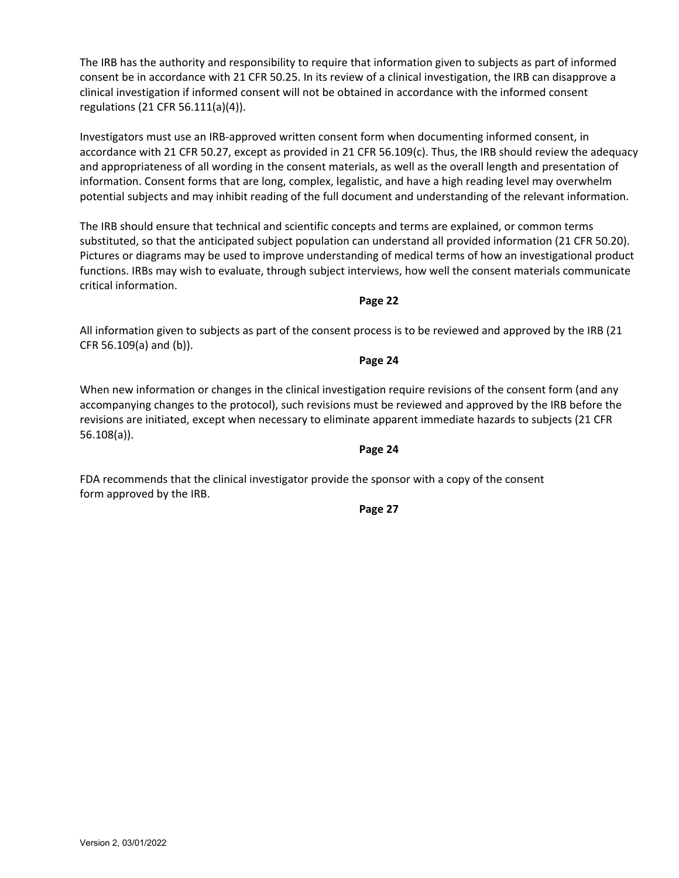The IRB has the authority and responsibility to require that information given to subjects as part of informed consent be in accordance with 21 CFR 50.25. In its review of a clinical investigation, the IRB can disapprove a clinical investigation if informed consent will not be obtained in accordance with the informed consent regulations (21 CFR 56.111(a)(4)).

Investigators must use an IRB-approved written consent form when documenting informed consent, in accordance with 21 CFR 50.27, except as provided in 21 CFR 56.109(c). Thus, the IRB should review the adequacy and appropriateness of all wording in the consent materials, as well as the overall length and presentation of information. Consent forms that are long, complex, legalistic, and have a high reading level may overwhelm potential subjects and may inhibit reading of the full document and understanding of the relevant information.

The IRB should ensure that technical and scientific concepts and terms are explained, or common terms substituted, so that the anticipated subject population can understand all provided information (21 CFR 50.20). Pictures or diagrams may be used to improve understanding of medical terms of how an investigational product functions. IRBs may wish to evaluate, through subject interviews, how well the consent materials communicate critical information.

**Page 22**

All information given to subjects as part of the consent process is to be reviewed and approved by the IRB (21 CFR 56.109(a) and (b)).

**Page 24**

When new information or changes in the clinical investigation require revisions of the consent form (and any accompanying changes to the protocol), such revisions must be reviewed and approved by the IRB before the revisions are initiated, except when necessary to eliminate apparent immediate hazards to subjects (21 CFR 56.108(a)).

**Page 24**

FDA recommends that the clinical investigator provide the sponsor with a copy of the consent form approved by the IRB.

**Page 27**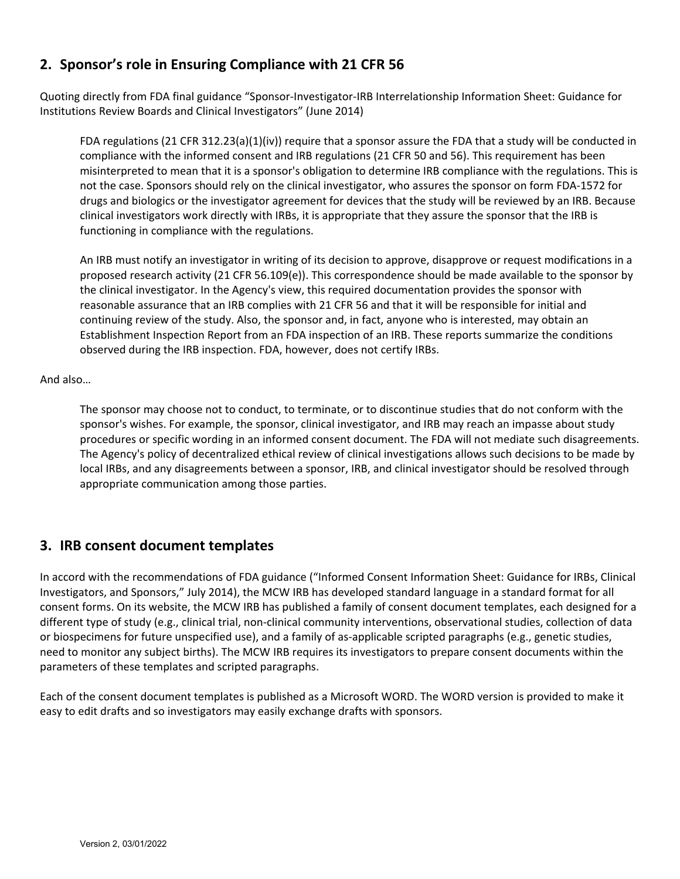## 2. Sponsor's role in Ensuring Compliance with 21 CFR 56

Quoting directly from FDA final guidance "Sponsor-Investigator-IRB Interrelationship Information Sheet: Guidance for Institutions Review Boards and Clinical Investigators" (June 2014)

> FDA regulations (21 CFR 312.23(a)(1)(iv)) require that a sponsor assure the FDA that a study will be conducted in compliance with the informed consent and IRB regulations (21 CFR 50 and 56). This requirement has been misinterpreted to mean that it is a sponsor's obligation to determine IRB compliance with the regulations. This is not the case. Sponsors should rely on the clinical investigator, who assures the sponsor on form FDA-1572 for drugs and biologics or the investigator agreement for devices that the study will be reviewed by an IRB. Because clinical investigators work directly with IRBs, it is appropriate that they assure the sponsor that the IRB is functioning in compliance with the regulations.
>
> An IRB must notify an investigator in writing of its decision to approve, disapprove or request modifications in a proposed research activity (21 CFR 56.109(e)). This correspondence should be made available to the sponsor by the clinical investigator. In the Agency's view, this required documentation provides the sponsor with reasonable assurance that an IRB complies with 21 CFR 56 and that it will be responsible for initial and continuing review of the study. Also, the sponsor and, in fact, anyone who is interested, may obtain an Establishment Inspection Report from an FDA inspection of an IRB. These reports summarize the conditions observed during the IRB inspection. FDA, however, does not certify IRBs.

And also…

> The sponsor may choose not to conduct, to terminate, or to discontinue studies that do not conform with the sponsor's wishes. For example, the sponsor, clinical investigator, and IRB may reach an impasse about study procedures or specific wording in an informed consent document. The FDA will not mediate such disagreements. The Agency's policy of decentralized ethical review of clinical investigations allows such decisions to be made by local IRBs, and any disagreements between a sponsor, IRB, and clinical investigator should be resolved through appropriate communication among those parties.

## 3. IRB consent document templates

In accord with the recommendations of FDA guidance ("Informed Consent Information Sheet: Guidance for IRBs, Clinical Investigators, and Sponsors," July 2014), the MCW IRB has developed standard language in a standard format for all consent forms. On its website, the MCW IRB has published a family of consent document templates, each designed for a different type of study (e.g., clinical trial, non-clinical community interventions, observational studies, collection of data or biospecimens for future unspecified use), and a family of as-applicable scripted paragraphs (e.g., genetic studies, need to monitor any subject births). The MCW IRB requires its investigators to prepare consent documents within the parameters of these templates and scripted paragraphs.

Each of the consent document templates is published as a Microsoft WORD. The WORD version is provided to make it easy to edit drafts and so investigators may easily exchange drafts with sponsors.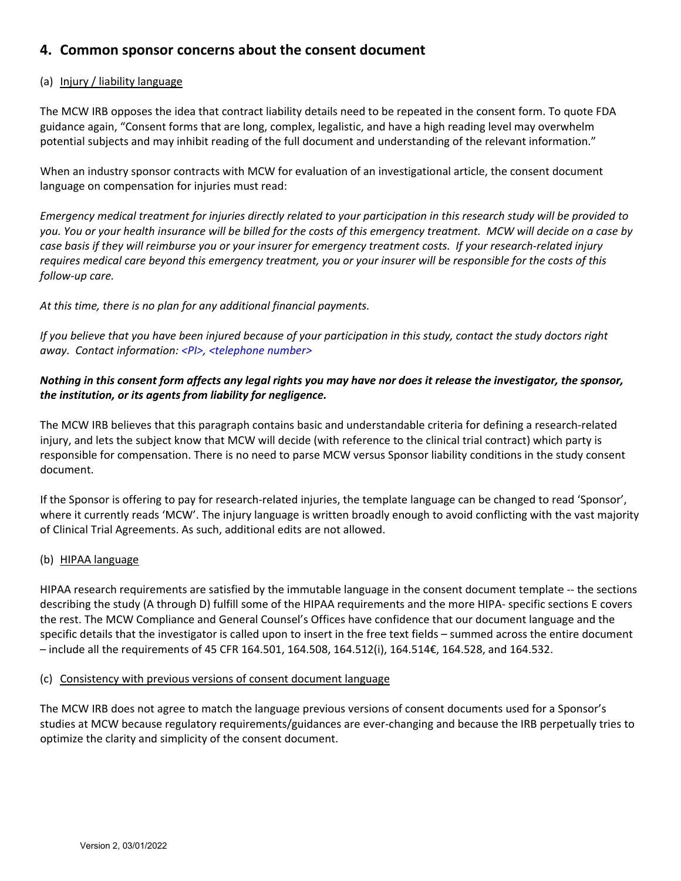## 4. Common sponsor concerns about the consent document

(a) <u>Injury / liability language</u>

The MCW IRB opposes the idea that contract liability details need to be repeated in the consent form. To quote FDA guidance again, "Consent forms that are long, complex, legalistic, and have a high reading level may overwhelm potential subjects and may inhibit reading of the full document and understanding of the relevant information."

When an industry sponsor contracts with MCW for evaluation of an investigational article, the consent document language on compensation for injuries must read:

*Emergency medical treatment for injuries directly related to your participation in this research study will be provided to you. You or your health insurance will be billed for the costs of this emergency treatment. MCW will decide on a case by case basis if they will reimburse you or your insurer for emergency treatment costs. If your research-related injury requires medical care beyond this emergency treatment, you or your insurer will be responsible for the costs of this follow-up care.*

*At this time, there is no plan for any additional financial payments.*

*If you believe that you have been injured because of your participation in this study, contact the study doctors right away. Contact information: <PI>, <telephone number>*

***Nothing in this consent form affects any legal rights you may have nor does it release the investigator, the sponsor, the institution, or its agents from liability for negligence.***

The MCW IRB believes that this paragraph contains basic and understandable criteria for defining a research-related injury, and lets the subject know that MCW will decide (with reference to the clinical trial contract) which party is responsible for compensation. There is no need to parse MCW versus Sponsor liability conditions in the study consent document.

If the Sponsor is offering to pay for research-related injuries, the template language can be changed to read 'Sponsor', where it currently reads 'MCW'. The injury language is written broadly enough to avoid conflicting with the vast majority of Clinical Trial Agreements. As such, additional edits are not allowed.

(b) <u>HIPAA language</u>

HIPAA research requirements are satisfied by the immutable language in the consent document template -- the sections describing the study (A through D) fulfill some of the HIPAA requirements and the more HIPA- specific sections E covers the rest. The MCW Compliance and General Counsel's Offices have confidence that our document language and the specific details that the investigator is called upon to insert in the free text fields – summed across the entire document – include all the requirements of 45 CFR 164.501, 164.508, 164.512(i), 164.514€, 164.528, and 164.532.

(c) <u>Consistency with previous versions of consent document language</u>

The MCW IRB does not agree to match the language previous versions of consent documents used for a Sponsor's studies at MCW because regulatory requirements/guidances are ever-changing and because the IRB perpetually tries to optimize the clarity and simplicity of the consent document.

Version 2, 03/01/2022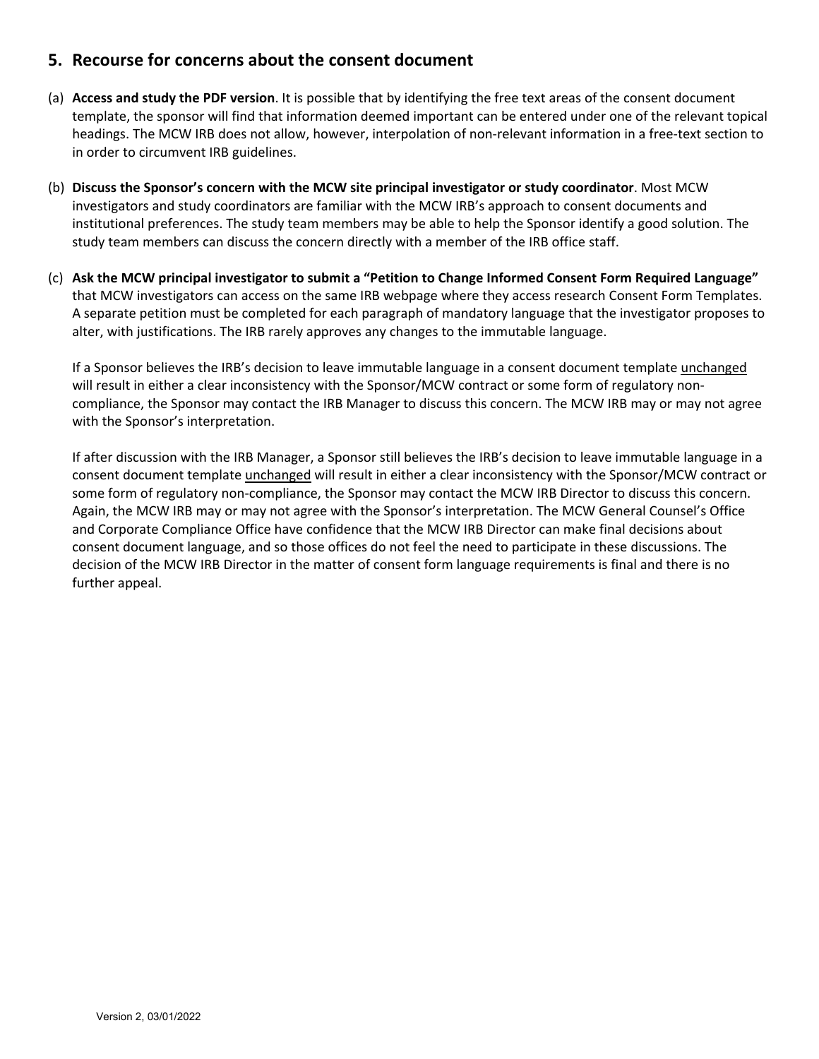## 5. Recourse for concerns about the consent document

(a) **Access and study the PDF version**. It is possible that by identifying the free text areas of the consent document template, the sponsor will find that information deemed important can be entered under one of the relevant topical headings. The MCW IRB does not allow, however, interpolation of non-relevant information in a free-text section to in order to circumvent IRB guidelines.

(b) **Discuss the Sponsor's concern with the MCW site principal investigator or study coordinator**. Most MCW investigators and study coordinators are familiar with the MCW IRB's approach to consent documents and institutional preferences. The study team members may be able to help the Sponsor identify a good solution. The study team members can discuss the concern directly with a member of the IRB office staff.

(c) **Ask the MCW principal investigator to submit a "Petition to Change Informed Consent Form Required Language"** that MCW investigators can access on the same IRB webpage where they access research Consent Form Templates. A separate petition must be completed for each paragraph of mandatory language that the investigator proposes to alter, with justifications. The IRB rarely approves any changes to the immutable language.

If a Sponsor believes the IRB's decision to leave immutable language in a consent document template unchanged will result in either a clear inconsistency with the Sponsor/MCW contract or some form of regulatory non-compliance, the Sponsor may contact the IRB Manager to discuss this concern. The MCW IRB may or may not agree with the Sponsor's interpretation.

If after discussion with the IRB Manager, a Sponsor still believes the IRB's decision to leave immutable language in a consent document template unchanged will result in either a clear inconsistency with the Sponsor/MCW contract or some form of regulatory non-compliance, the Sponsor may contact the MCW IRB Director to discuss this concern. Again, the MCW IRB may or may not agree with the Sponsor's interpretation. The MCW General Counsel's Office and Corporate Compliance Office have confidence that the MCW IRB Director can make final decisions about consent document language, and so those offices do not feel the need to participate in these discussions. The decision of the MCW IRB Director in the matter of consent form language requirements is final and there is no further appeal.